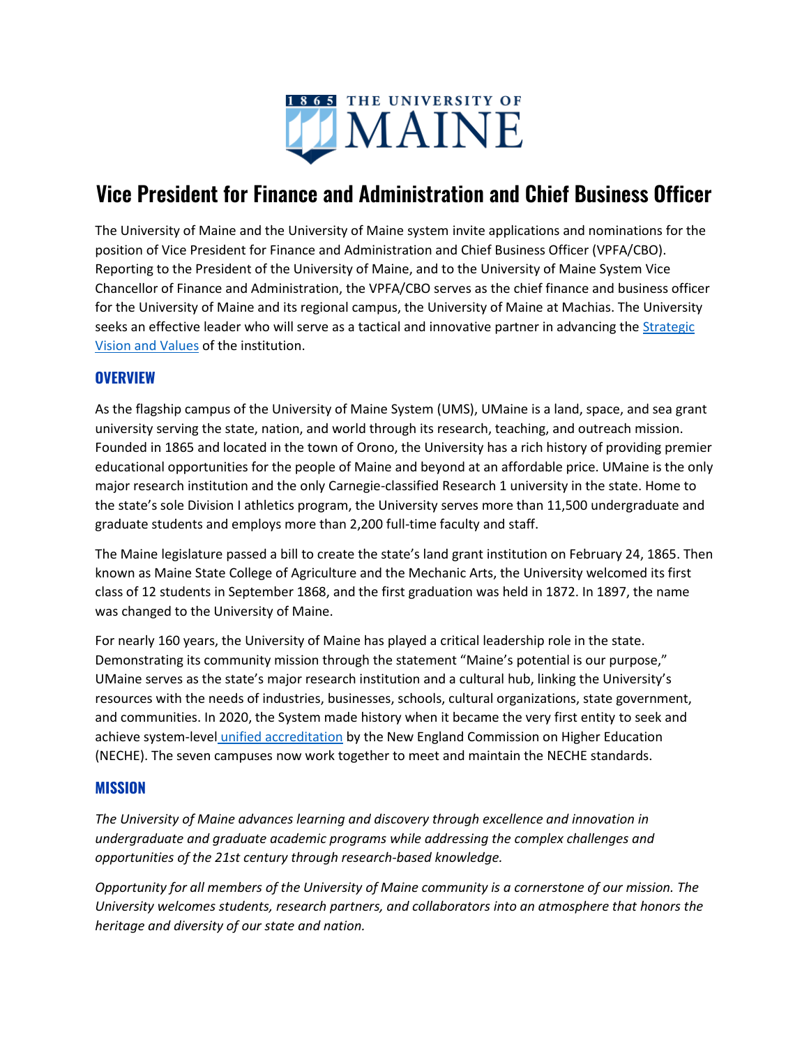# Vice President for Finance and Administration and Chief Business Officer

The University of Maine and the University of Maine system invite applications and nominations for the position of Vice President for Finance and Administration and Chief Business Officer (VPFA/CBO). Reporting to the President of the University of Maine, and to the University of Maine System Vice Chancellor of Finance and Administration, the VPFA/CBO serves as the chief finance and business officer for the University of Maine and its regional campus, the University of Maine at Machias. The University seeks an effective leader who will serve as a tactical and innovative partner in advancing the Strategic Vision and Values of the institution.

## OVERVIEW

As the flagship campus of the University of Maine System (UMS), UMaine is a land, space, and sea grant university serving the state, nation, and world through its research, teaching, and outreach mission. Founded in 1865 and located in the town of Orono, the University has a rich history of providing premier educational opportunities for the people of Maine and beyond at an affordable price. UMaine is the only major research institution and the only Carnegie-classified Research 1 university in the state. Home to the state's sole Division I athletics program, the University serves more than 11,500 undergraduate and graduate students and employs more than 2,200 full-time faculty and staff.

The Maine legislature passed a bill to create the state's land grant institution on February 24, 1865. Then known as Maine State College of Agriculture and the Mechanic Arts, the University welcomed its first class of 12 students in September 1868, and the first graduation was held in 1872. In 1897, the name was changed to the University of Maine.

For nearly 160 years, the University of Maine has played a critical leadership role in the state. Demonstrating its community mission through the statement "Maine's potential is our purpose," UMaine serves as the state's major research institution and a cultural hub, linking the University's resources with the needs of industries, businesses, schools, cultural organizations, state government, and communities. In 2020, the System made history when it became the very first entity to seek and achieve system-level unified accreditation by the New England Commission on Higher Education (NECHE). The seven campuses now work together to meet and maintain the NECHE standards.

## MISSION

*The University of Maine advances learning and discovery through excellence and innovation in undergraduate and graduate academic programs while addressing the complex challenges and opportunities of the 21st century through research-based knowledge.*

*Opportunity for all members of the University of Maine community is a cornerstone of our mission. The University welcomes students, research partners, and collaborators into an atmosphere that honors the heritage and diversity of our state and nation.*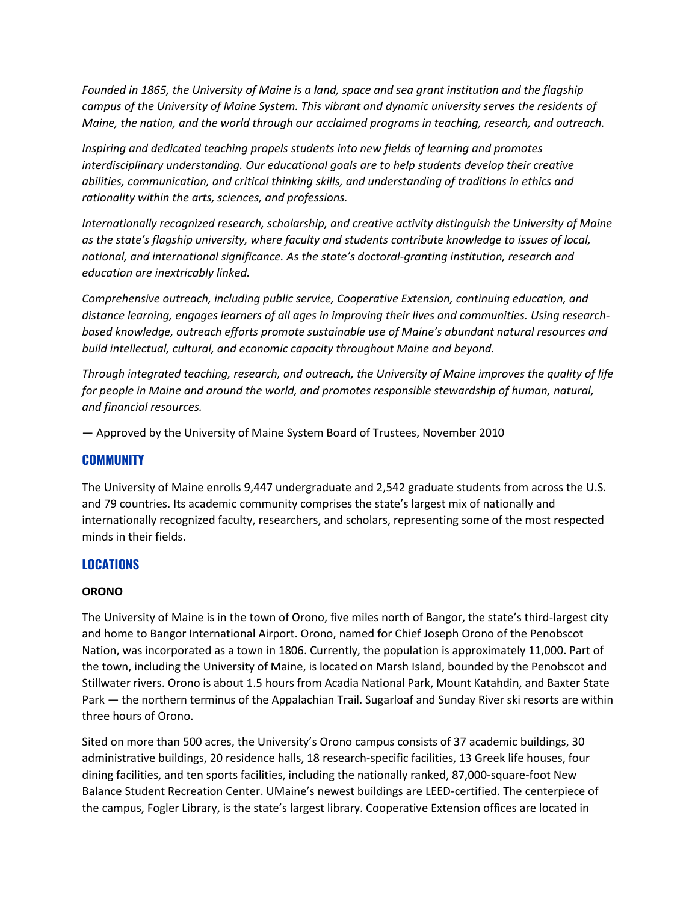*Founded in 1865, the University of Maine is a land, space and sea grant institution and the flagship campus of the University of Maine System. This vibrant and dynamic university serves the residents of Maine, the nation, and the world through our acclaimed programs in teaching, research, and outreach.*

*Inspiring and dedicated teaching propels students into new fields of learning and promotes interdisciplinary understanding. Our educational goals are to help students develop their creative abilities, communication, and critical thinking skills, and understanding of traditions in ethics and rationality within the arts, sciences, and professions.*

*Internationally recognized research, scholarship, and creative activity distinguish the University of Maine as the state's flagship university, where faculty and students contribute knowledge to issues of local, national, and international significance. As the state's doctoral-granting institution, research and education are inextricably linked.*

*Comprehensive outreach, including public service, Cooperative Extension, continuing education, and distance learning, engages learners of all ages in improving their lives and communities. Using research-based knowledge, outreach efforts promote sustainable use of Maine's abundant natural resources and build intellectual, cultural, and economic capacity throughout Maine and beyond.*

*Through integrated teaching, research, and outreach, the University of Maine improves the quality of life for people in Maine and around the world, and promotes responsible stewardship of human, natural, and financial resources.*

— Approved by the University of Maine System Board of Trustees, November 2010

## COMMUNITY

The University of Maine enrolls 9,447 undergraduate and 2,542 graduate students from across the U.S. and 79 countries. Its academic community comprises the state's largest mix of nationally and internationally recognized faculty, researchers, and scholars, representing some of the most respected minds in their fields.

## LOCATIONS

**ORONO**

The University of Maine is in the town of Orono, five miles north of Bangor, the state's third-largest city and home to Bangor International Airport. Orono, named for Chief Joseph Orono of the Penobscot Nation, was incorporated as a town in 1806. Currently, the population is approximately 11,000. Part of the town, including the University of Maine, is located on Marsh Island, bounded by the Penobscot and Stillwater rivers. Orono is about 1.5 hours from Acadia National Park, Mount Katahdin, and Baxter State Park — the northern terminus of the Appalachian Trail. Sugarloaf and Sunday River ski resorts are within three hours of Orono.

Sited on more than 500 acres, the University's Orono campus consists of 37 academic buildings, 30 administrative buildings, 20 residence halls, 18 research-specific facilities, 13 Greek life houses, four dining facilities, and ten sports facilities, including the nationally ranked, 87,000-square-foot New Balance Student Recreation Center. UMaine's newest buildings are LEED-certified. The centerpiece of the campus, Fogler Library, is the state's largest library. Cooperative Extension offices are located in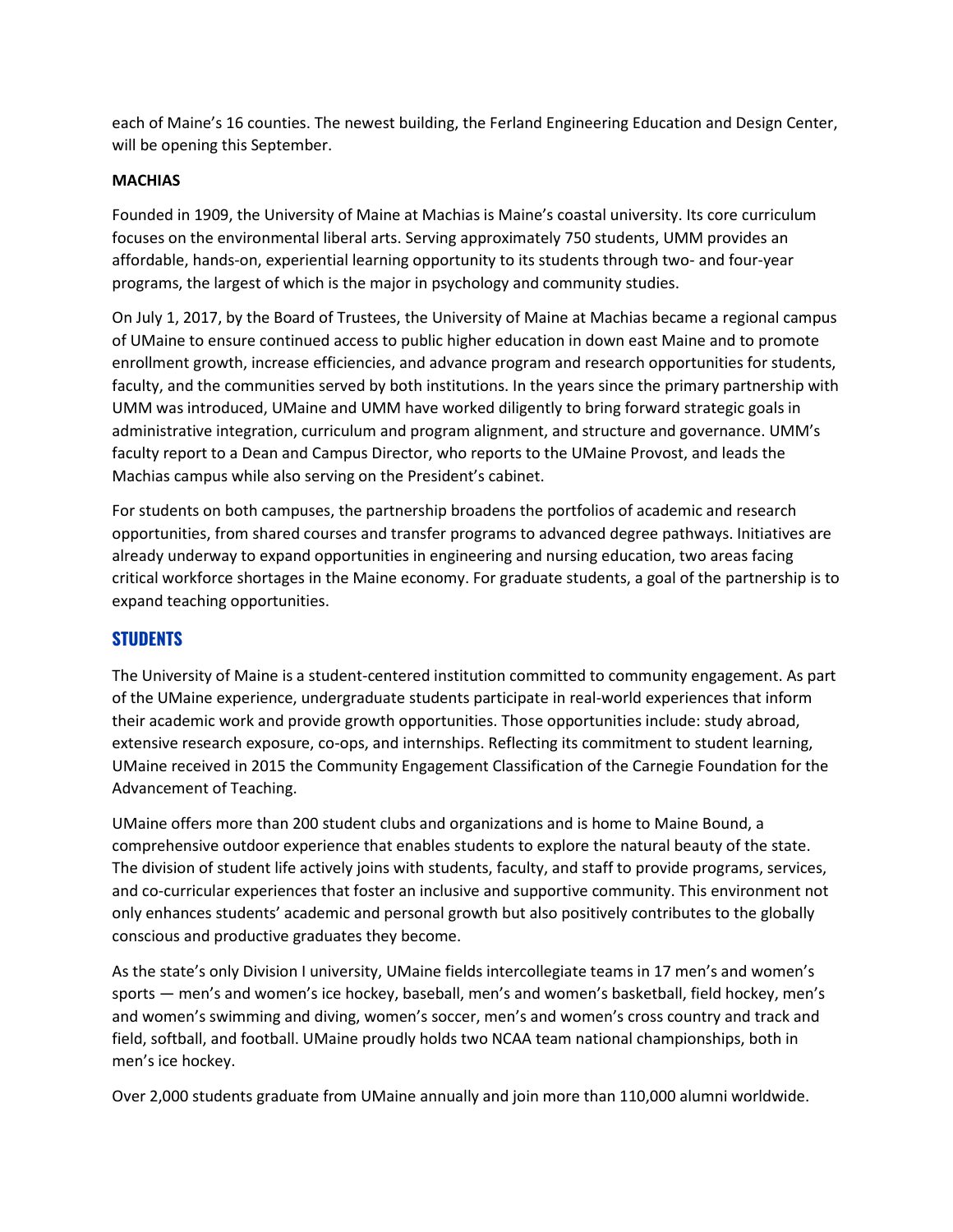each of Maine's 16 counties. The newest building, the Ferland Engineering Education and Design Center, will be opening this September.

**MACHIAS**

Founded in 1909, the University of Maine at Machias is Maine's coastal university. Its core curriculum focuses on the environmental liberal arts. Serving approximately 750 students, UMM provides an affordable, hands-on, experiential learning opportunity to its students through two- and four-year programs, the largest of which is the major in psychology and community studies.

On July 1, 2017, by the Board of Trustees, the University of Maine at Machias became a regional campus of UMaine to ensure continued access to public higher education in down east Maine and to promote enrollment growth, increase efficiencies, and advance program and research opportunities for students, faculty, and the communities served by both institutions. In the years since the primary partnership with UMM was introduced, UMaine and UMM have worked diligently to bring forward strategic goals in administrative integration, curriculum and program alignment, and structure and governance. UMM's faculty report to a Dean and Campus Director, who reports to the UMaine Provost, and leads the Machias campus while also serving on the President's cabinet.

For students on both campuses, the partnership broadens the portfolios of academic and research opportunities, from shared courses and transfer programs to advanced degree pathways. Initiatives are already underway to expand opportunities in engineering and nursing education, two areas facing critical workforce shortages in the Maine economy. For graduate students, a goal of the partnership is to expand teaching opportunities.

## STUDENTS

The University of Maine is a student-centered institution committed to community engagement. As part of the UMaine experience, undergraduate students participate in real-world experiences that inform their academic work and provide growth opportunities. Those opportunities include: study abroad, extensive research exposure, co-ops, and internships. Reflecting its commitment to student learning, UMaine received in 2015 the Community Engagement Classification of the Carnegie Foundation for the Advancement of Teaching.

UMaine offers more than 200 student clubs and organizations and is home to Maine Bound, a comprehensive outdoor experience that enables students to explore the natural beauty of the state. The division of student life actively joins with students, faculty, and staff to provide programs, services, and co-curricular experiences that foster an inclusive and supportive community. This environment not only enhances students' academic and personal growth but also positively contributes to the globally conscious and productive graduates they become.

As the state's only Division I university, UMaine fields intercollegiate teams in 17 men's and women's sports — men's and women's ice hockey, baseball, men's and women's basketball, field hockey, men's and women's swimming and diving, women's soccer, men's and women's cross country and track and field, softball, and football. UMaine proudly holds two NCAA team national championships, both in men's ice hockey.

Over 2,000 students graduate from UMaine annually and join more than 110,000 alumni worldwide.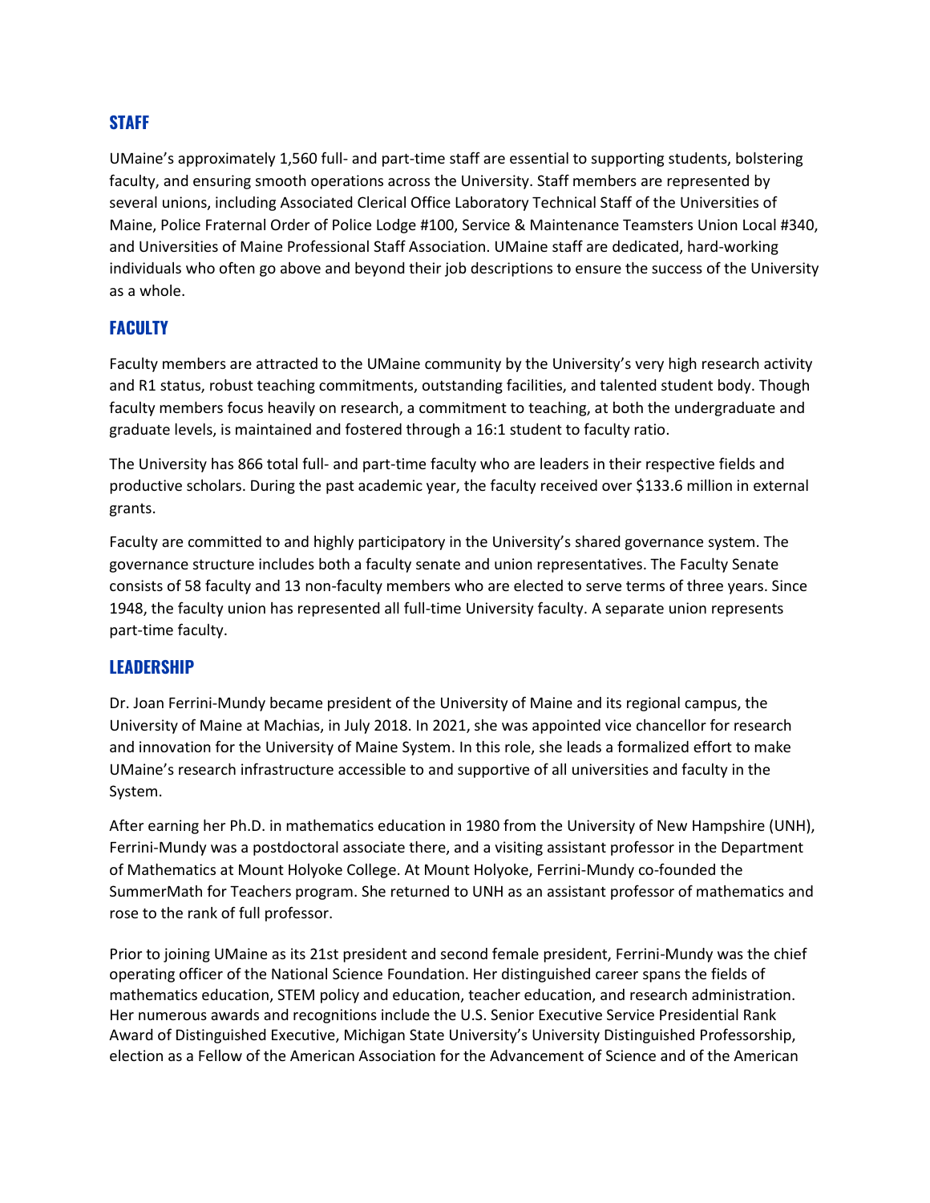## STAFF

UMaine's approximately 1,560 full- and part-time staff are essential to supporting students, bolstering faculty, and ensuring smooth operations across the University. Staff members are represented by several unions, including Associated Clerical Office Laboratory Technical Staff of the Universities of Maine, Police Fraternal Order of Police Lodge #100, Service & Maintenance Teamsters Union Local #340, and Universities of Maine Professional Staff Association. UMaine staff are dedicated, hard-working individuals who often go above and beyond their job descriptions to ensure the success of the University as a whole.

## FACULTY

Faculty members are attracted to the UMaine community by the University's very high research activity and R1 status, robust teaching commitments, outstanding facilities, and talented student body. Though faculty members focus heavily on research, a commitment to teaching, at both the undergraduate and graduate levels, is maintained and fostered through a 16:1 student to faculty ratio.

The University has 866 total full- and part-time faculty who are leaders in their respective fields and productive scholars. During the past academic year, the faculty received over $133.6 million in external grants.

Faculty are committed to and highly participatory in the University's shared governance system. The governance structure includes both a faculty senate and union representatives. The Faculty Senate consists of 58 faculty and 13 non-faculty members who are elected to serve terms of three years. Since 1948, the faculty union has represented all full-time University faculty. A separate union represents part-time faculty.

## LEADERSHIP

Dr. Joan Ferrini-Mundy became president of the University of Maine and its regional campus, the University of Maine at Machias, in July 2018. In 2021, she was appointed vice chancellor for research and innovation for the University of Maine System. In this role, she leads a formalized effort to make UMaine's research infrastructure accessible to and supportive of all universities and faculty in the System.

After earning her Ph.D. in mathematics education in 1980 from the University of New Hampshire (UNH), Ferrini-Mundy was a postdoctoral associate there, and a visiting assistant professor in the Department of Mathematics at Mount Holyoke College. At Mount Holyoke, Ferrini-Mundy co-founded the SummerMath for Teachers program. She returned to UNH as an assistant professor of mathematics and rose to the rank of full professor.

Prior to joining UMaine as its 21st president and second female president, Ferrini-Mundy was the chief operating officer of the National Science Foundation. Her distinguished career spans the fields of mathematics education, STEM policy and education, teacher education, and research administration. Her numerous awards and recognitions include the U.S. Senior Executive Service Presidential Rank Award of Distinguished Executive, Michigan State University's University Distinguished Professorship, election as a Fellow of the American Association for the Advancement of Science and of the American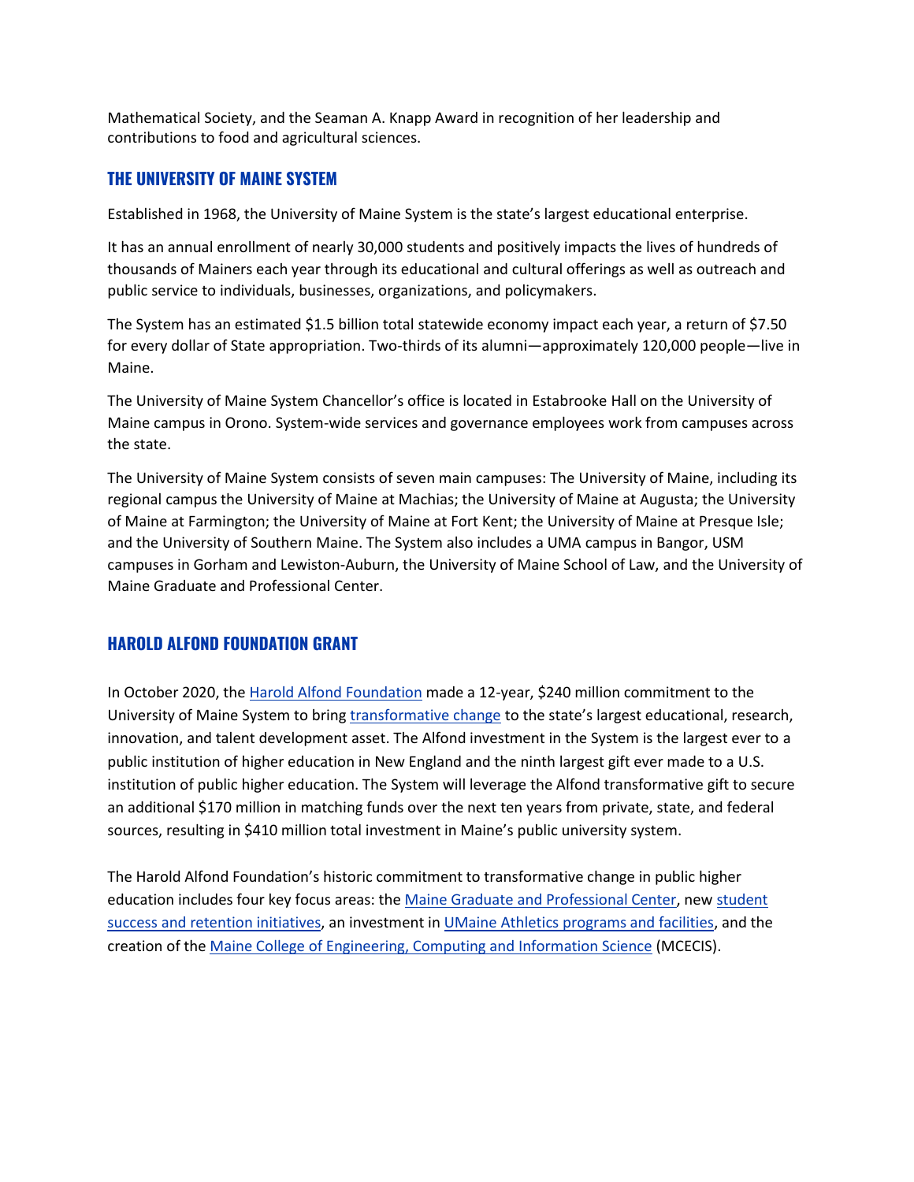Mathematical Society, and the Seaman A. Knapp Award in recognition of her leadership and contributions to food and agricultural sciences.

## THE UNIVERSITY OF MAINE SYSTEM

Established in 1968, the University of Maine System is the state's largest educational enterprise.

It has an annual enrollment of nearly 30,000 students and positively impacts the lives of hundreds of thousands of Mainers each year through its educational and cultural offerings as well as outreach and public service to individuals, businesses, organizations, and policymakers.

The System has an estimated $1.5 billion total statewide economy impact each year, a return of $7.50 for every dollar of State appropriation. Two-thirds of its alumni—approximately 120,000 people—live in Maine.

The University of Maine System Chancellor's office is located in Estabrooke Hall on the University of Maine campus in Orono. System-wide services and governance employees work from campuses across the state.

The University of Maine System consists of seven main campuses: The University of Maine, including its regional campus the University of Maine at Machias; the University of Maine at Augusta; the University of Maine at Farmington; the University of Maine at Fort Kent; the University of Maine at Presque Isle; and the University of Southern Maine. The System also includes a UMA campus in Bangor, USM campuses in Gorham and Lewiston-Auburn, the University of Maine School of Law, and the University of Maine Graduate and Professional Center.

## HAROLD ALFOND FOUNDATION GRANT

In October 2020, the Harold Alfond Foundation made a 12-year, $240 million commitment to the University of Maine System to bring transformative change to the state's largest educational, research, innovation, and talent development asset. The Alfond investment in the System is the largest ever to a public institution of higher education in New England and the ninth largest gift ever made to a U.S. institution of public higher education. The System will leverage the Alfond transformative gift to secure an additional $170 million in matching funds over the next ten years from private, state, and federal sources, resulting in $410 million total investment in Maine's public university system.

The Harold Alfond Foundation's historic commitment to transformative change in public higher education includes four key focus areas: the Maine Graduate and Professional Center, new student success and retention initiatives, an investment in UMaine Athletics programs and facilities, and the creation of the Maine College of Engineering, Computing and Information Science (MCECIS).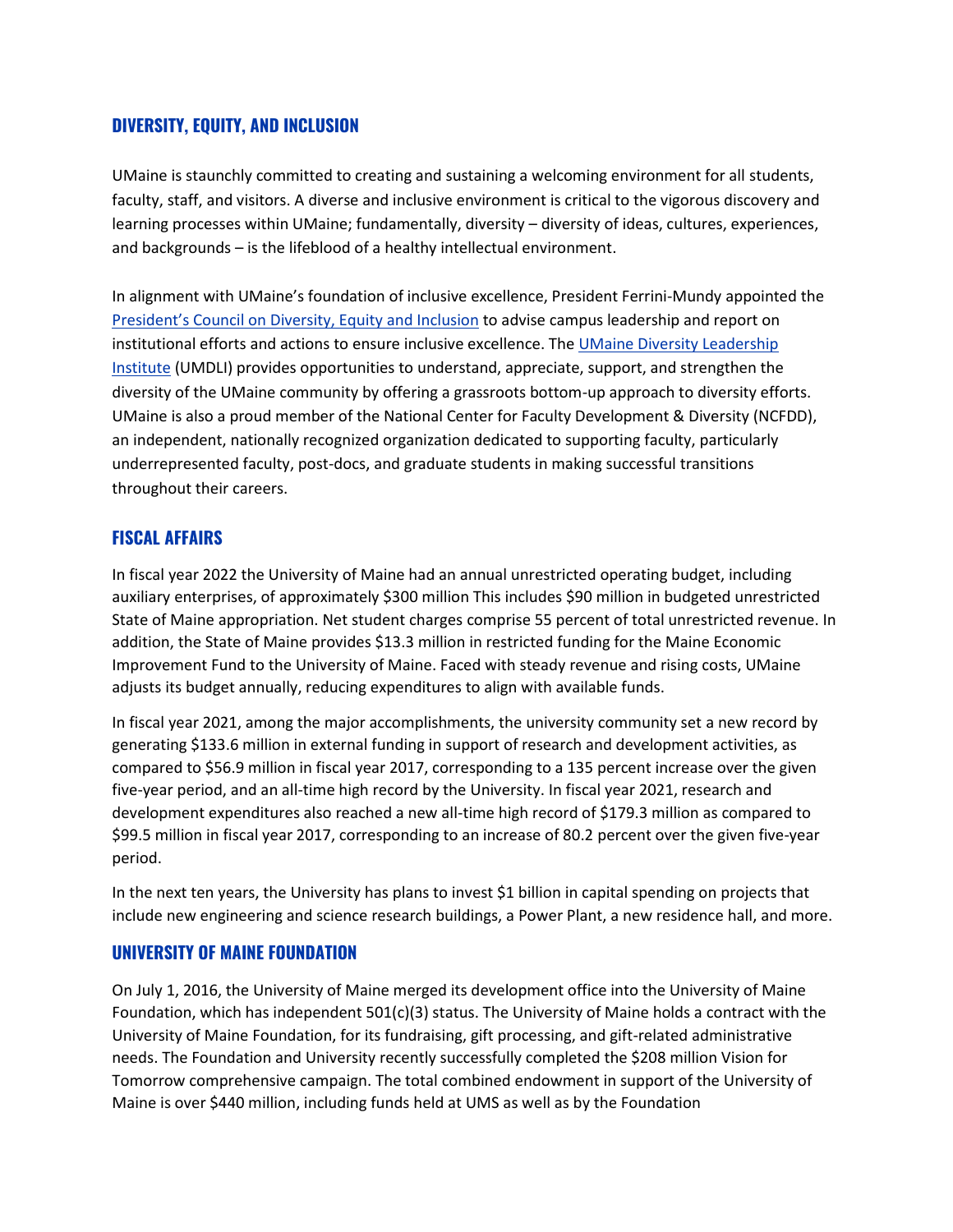## DIVERSITY, EQUITY, AND INCLUSION

UMaine is staunchly committed to creating and sustaining a welcoming environment for all students, faculty, staff, and visitors. A diverse and inclusive environment is critical to the vigorous discovery and learning processes within UMaine; fundamentally, diversity – diversity of ideas, cultures, experiences, and backgrounds – is the lifeblood of a healthy intellectual environment.

In alignment with UMaine's foundation of inclusive excellence, President Ferrini-Mundy appointed the President's Council on Diversity, Equity and Inclusion to advise campus leadership and report on institutional efforts and actions to ensure inclusive excellence. The UMaine Diversity Leadership Institute (UMDLI) provides opportunities to understand, appreciate, support, and strengthen the diversity of the UMaine community by offering a grassroots bottom-up approach to diversity efforts. UMaine is also a proud member of the National Center for Faculty Development & Diversity (NCFDD), an independent, nationally recognized organization dedicated to supporting faculty, particularly underrepresented faculty, post-docs, and graduate students in making successful transitions throughout their careers.

## FISCAL AFFAIRS

In fiscal year 2022 the University of Maine had an annual unrestricted operating budget, including auxiliary enterprises, of approximately $300 million This includes $90 million in budgeted unrestricted State of Maine appropriation. Net student charges comprise 55 percent of total unrestricted revenue. In addition, the State of Maine provides $13.3 million in restricted funding for the Maine Economic Improvement Fund to the University of Maine. Faced with steady revenue and rising costs, UMaine adjusts its budget annually, reducing expenditures to align with available funds.

In fiscal year 2021, among the major accomplishments, the university community set a new record by generating $133.6 million in external funding in support of research and development activities, as compared to $56.9 million in fiscal year 2017, corresponding to a 135 percent increase over the given five-year period, and an all-time high record by the University. In fiscal year 2021, research and development expenditures also reached a new all-time high record of $179.3 million as compared to $99.5 million in fiscal year 2017, corresponding to an increase of 80.2 percent over the given five-year period.

In the next ten years, the University has plans to invest $1 billion in capital spending on projects that include new engineering and science research buildings, a Power Plant, a new residence hall, and more.

## UNIVERSITY OF MAINE FOUNDATION

On July 1, 2016, the University of Maine merged its development office into the University of Maine Foundation, which has independent 501(c)(3) status. The University of Maine holds a contract with the University of Maine Foundation, for its fundraising, gift processing, and gift-related administrative needs. The Foundation and University recently successfully completed the $208 million Vision for Tomorrow comprehensive campaign. The total combined endowment in support of the University of Maine is over $440 million, including funds held at UMS as well as by the Foundation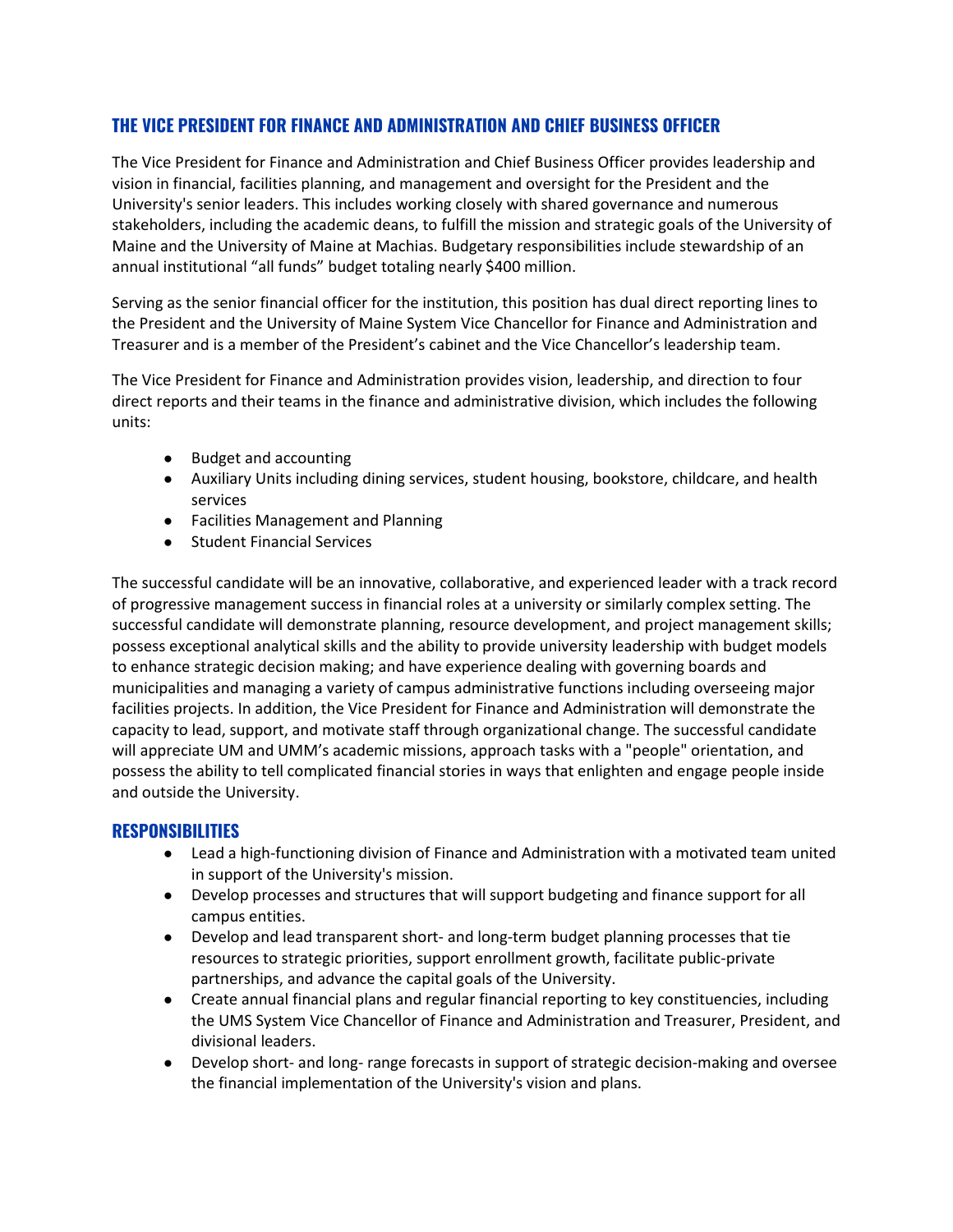## THE VICE PRESIDENT FOR FINANCE AND ADMINISTRATION AND CHIEF BUSINESS OFFICER

The Vice President for Finance and Administration and Chief Business Officer provides leadership and vision in financial, facilities planning, and management and oversight for the President and the University's senior leaders. This includes working closely with shared governance and numerous stakeholders, including the academic deans, to fulfill the mission and strategic goals of the University of Maine and the University of Maine at Machias. Budgetary responsibilities include stewardship of an annual institutional "all funds" budget totaling nearly $400 million.

Serving as the senior financial officer for the institution, this position has dual direct reporting lines to the President and the University of Maine System Vice Chancellor for Finance and Administration and Treasurer and is a member of the President's cabinet and the Vice Chancellor's leadership team.

The Vice President for Finance and Administration provides vision, leadership, and direction to four direct reports and their teams in the finance and administrative division, which includes the following units:

- Budget and accounting
- Auxiliary Units including dining services, student housing, bookstore, childcare, and health services
- Facilities Management and Planning
- Student Financial Services

The successful candidate will be an innovative, collaborative, and experienced leader with a track record of progressive management success in financial roles at a university or similarly complex setting. The successful candidate will demonstrate planning, resource development, and project management skills; possess exceptional analytical skills and the ability to provide university leadership with budget models to enhance strategic decision making; and have experience dealing with governing boards and municipalities and managing a variety of campus administrative functions including overseeing major facilities projects. In addition, the Vice President for Finance and Administration will demonstrate the capacity to lead, support, and motivate staff through organizational change. The successful candidate will appreciate UM and UMM's academic missions, approach tasks with a "people" orientation, and possess the ability to tell complicated financial stories in ways that enlighten and engage people inside and outside the University.

## RESPONSIBILITIES

- Lead a high-functioning division of Finance and Administration with a motivated team united in support of the University's mission.
- Develop processes and structures that will support budgeting and finance support for all campus entities.
- Develop and lead transparent short- and long-term budget planning processes that tie resources to strategic priorities, support enrollment growth, facilitate public-private partnerships, and advance the capital goals of the University.
- Create annual financial plans and regular financial reporting to key constituencies, including the UMS System Vice Chancellor of Finance and Administration and Treasurer, President, and divisional leaders.
- Develop short- and long- range forecasts in support of strategic decision-making and oversee the financial implementation of the University's vision and plans.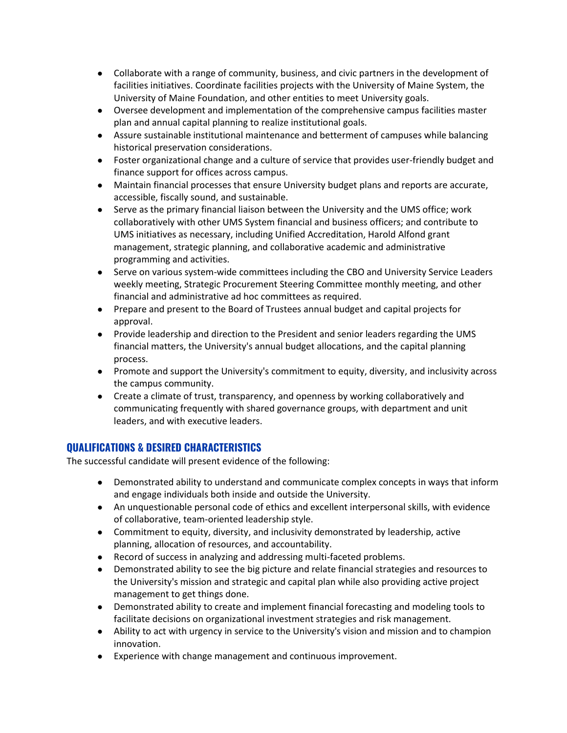- Collaborate with a range of community, business, and civic partners in the development of facilities initiatives. Coordinate facilities projects with the University of Maine System, the University of Maine Foundation, and other entities to meet University goals.
- Oversee development and implementation of the comprehensive campus facilities master plan and annual capital planning to realize institutional goals.
- Assure sustainable institutional maintenance and betterment of campuses while balancing historical preservation considerations.
- Foster organizational change and a culture of service that provides user-friendly budget and finance support for offices across campus.
- Maintain financial processes that ensure University budget plans and reports are accurate, accessible, fiscally sound, and sustainable.
- Serve as the primary financial liaison between the University and the UMS office; work collaboratively with other UMS System financial and business officers; and contribute to UMS initiatives as necessary, including Unified Accreditation, Harold Alfond grant management, strategic planning, and collaborative academic and administrative programming and activities.
- Serve on various system-wide committees including the CBO and University Service Leaders weekly meeting, Strategic Procurement Steering Committee monthly meeting, and other financial and administrative ad hoc committees as required.
- Prepare and present to the Board of Trustees annual budget and capital projects for approval.
- Provide leadership and direction to the President and senior leaders regarding the UMS financial matters, the University's annual budget allocations, and the capital planning process.
- Promote and support the University's commitment to equity, diversity, and inclusivity across the campus community.
- Create a climate of trust, transparency, and openness by working collaboratively and communicating frequently with shared governance groups, with department and unit leaders, and with executive leaders.

## QUALIFICATIONS & DESIRED CHARACTERISTICS

The successful candidate will present evidence of the following:

- Demonstrated ability to understand and communicate complex concepts in ways that inform and engage individuals both inside and outside the University.
- An unquestionable personal code of ethics and excellent interpersonal skills, with evidence of collaborative, team-oriented leadership style.
- Commitment to equity, diversity, and inclusivity demonstrated by leadership, active planning, allocation of resources, and accountability.
- Record of success in analyzing and addressing multi-faceted problems.
- Demonstrated ability to see the big picture and relate financial strategies and resources to the University's mission and strategic and capital plan while also providing active project management to get things done.
- Demonstrated ability to create and implement financial forecasting and modeling tools to facilitate decisions on organizational investment strategies and risk management.
- Ability to act with urgency in service to the University's vision and mission and to champion innovation.
- Experience with change management and continuous improvement.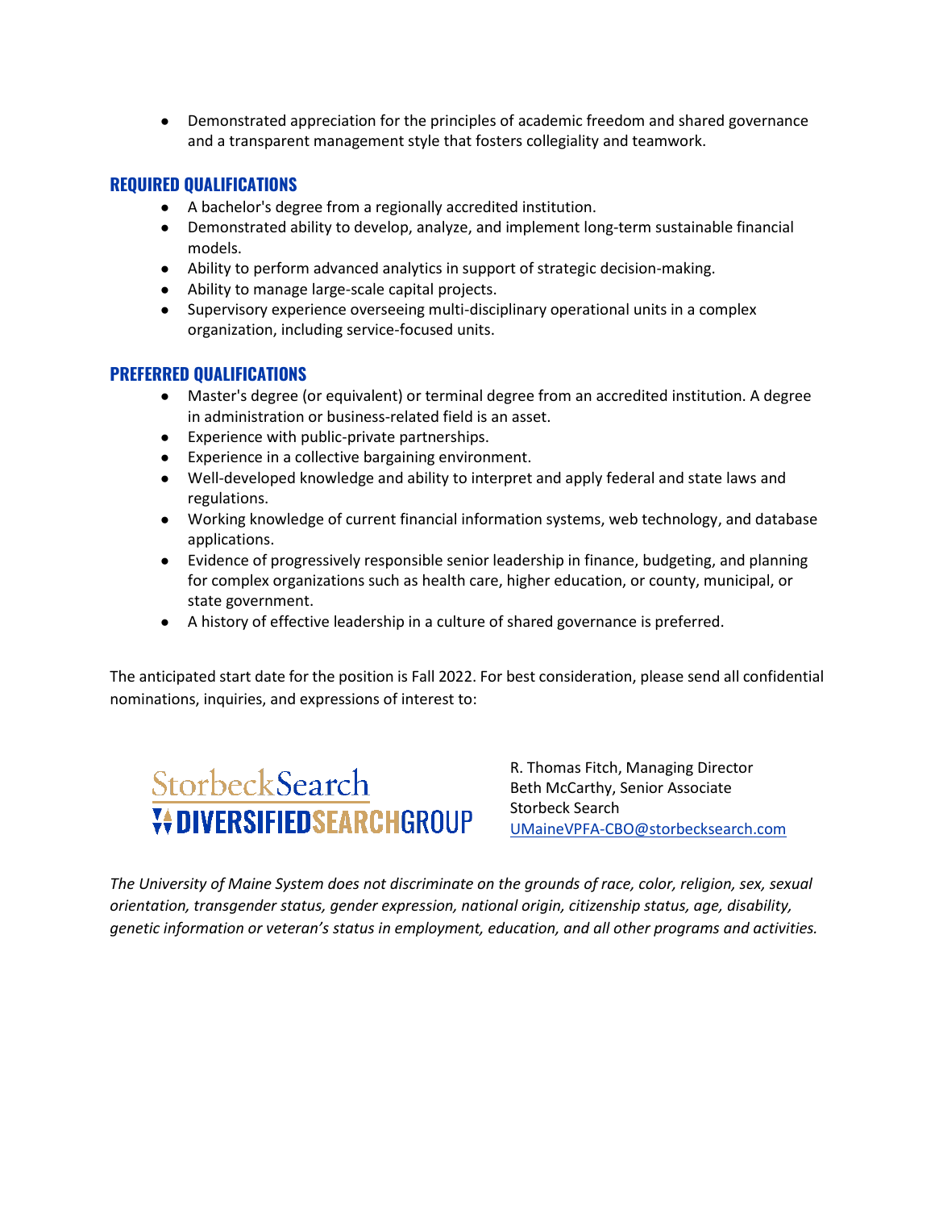- Demonstrated appreciation for the principles of academic freedom and shared governance and a transparent management style that fosters collegiality and teamwork.

## REQUIRED QUALIFICATIONS

- A bachelor's degree from a regionally accredited institution.
- Demonstrated ability to develop, analyze, and implement long-term sustainable financial models.
- Ability to perform advanced analytics in support of strategic decision-making.
- Ability to manage large-scale capital projects.
- Supervisory experience overseeing multi-disciplinary operational units in a complex organization, including service-focused units.

## PREFERRED QUALIFICATIONS

- Master's degree (or equivalent) or terminal degree from an accredited institution. A degree in administration or business-related field is an asset.
- Experience with public-private partnerships.
- Experience in a collective bargaining environment.
- Well-developed knowledge and ability to interpret and apply federal and state laws and regulations.
- Working knowledge of current financial information systems, web technology, and database applications.
- Evidence of progressively responsible senior leadership in finance, budgeting, and planning for complex organizations such as health care, higher education, or county, municipal, or state government.
- A history of effective leadership in a culture of shared governance is preferred.

The anticipated start date for the position is Fall 2022. For best consideration, please send all confidential nominations, inquiries, and expressions of interest to:

StorbeckSearch
DIVERSIFIEDSEARCHGROUP

R. Thomas Fitch, Managing Director
Beth McCarthy, Senior Associate
Storbeck Search
UMaineVPFA-CBO@storbecksearch.com

*The University of Maine System does not discriminate on the grounds of race, color, religion, sex, sexual orientation, transgender status, gender expression, national origin, citizenship status, age, disability, genetic information or veteran's status in employment, education, and all other programs and activities.*